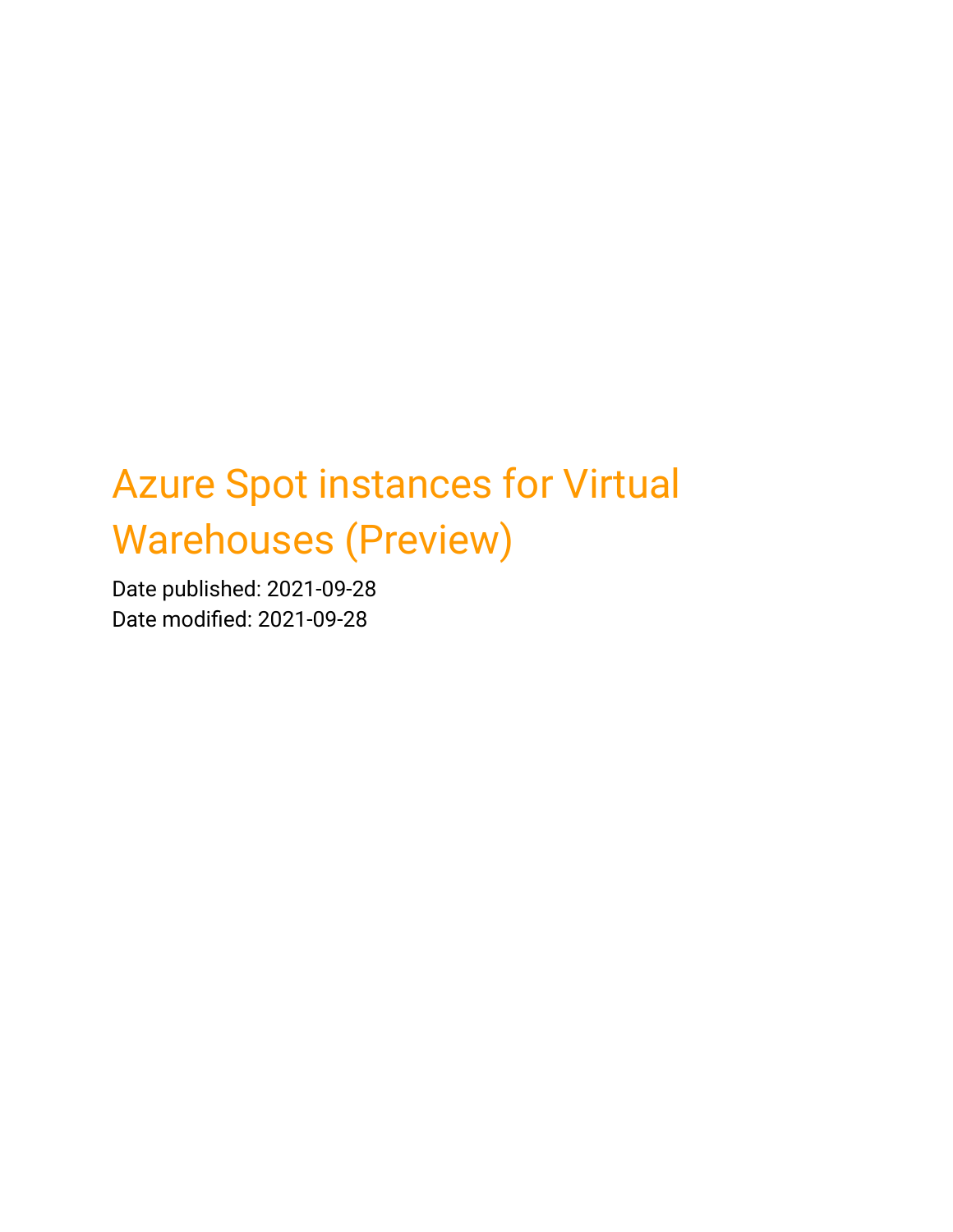# Azure Spot instances for Virtual Warehouses (Preview)

Date published: 2021-09-28
Date modified: 2021-09-28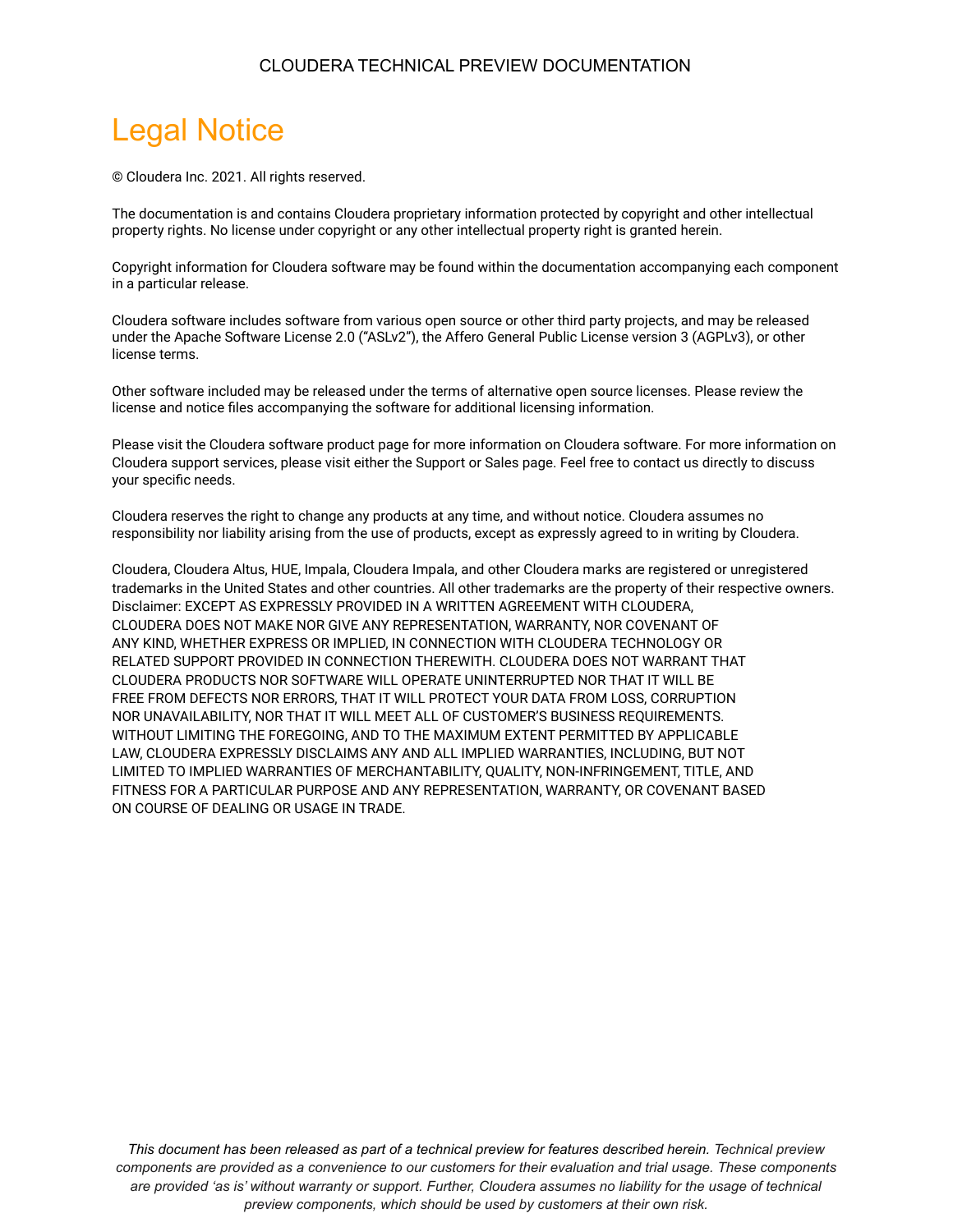# Legal Notice

© Cloudera Inc. 2021. All rights reserved.

The documentation is and contains Cloudera proprietary information protected by copyright and other intellectual property rights. No license under copyright or any other intellectual property right is granted herein.

Copyright information for Cloudera software may be found within the documentation accompanying each component in a particular release.

Cloudera software includes software from various open source or other third party projects, and may be released under the Apache Software License 2.0 ("ASLv2"), the Affero General Public License version 3 (AGPLv3), or other license terms.

Other software included may be released under the terms of alternative open source licenses. Please review the license and notice files accompanying the software for additional licensing information.

Please visit the Cloudera software product page for more information on Cloudera software. For more information on Cloudera support services, please visit either the Support or Sales page. Feel free to contact us directly to discuss your specific needs.

Cloudera reserves the right to change any products at any time, and without notice. Cloudera assumes no responsibility nor liability arising from the use of products, except as expressly agreed to in writing by Cloudera.

Cloudera, Cloudera Altus, HUE, Impala, Cloudera Impala, and other Cloudera marks are registered or unregistered trademarks in the United States and other countries. All other trademarks are the property of their respective owners. Disclaimer: EXCEPT AS EXPRESSLY PROVIDED IN A WRITTEN AGREEMENT WITH CLOUDERA, CLOUDERA DOES NOT MAKE NOR GIVE ANY REPRESENTATION, WARRANTY, NOR COVENANT OF ANY KIND, WHETHER EXPRESS OR IMPLIED, IN CONNECTION WITH CLOUDERA TECHNOLOGY OR RELATED SUPPORT PROVIDED IN CONNECTION THEREWITH. CLOUDERA DOES NOT WARRANT THAT CLOUDERA PRODUCTS NOR SOFTWARE WILL OPERATE UNINTERRUPTED NOR THAT IT WILL BE FREE FROM DEFECTS NOR ERRORS, THAT IT WILL PROTECT YOUR DATA FROM LOSS, CORRUPTION NOR UNAVAILABILITY, NOR THAT IT WILL MEET ALL OF CUSTOMER'S BUSINESS REQUIREMENTS. WITHOUT LIMITING THE FOREGOING, AND TO THE MAXIMUM EXTENT PERMITTED BY APPLICABLE LAW, CLOUDERA EXPRESSLY DISCLAIMS ANY AND ALL IMPLIED WARRANTIES, INCLUDING, BUT NOT LIMITED TO IMPLIED WARRANTIES OF MERCHANTABILITY, QUALITY, NON-INFRINGEMENT, TITLE, AND FITNESS FOR A PARTICULAR PURPOSE AND ANY REPRESENTATION, WARRANTY, OR COVENANT BASED ON COURSE OF DEALING OR USAGE IN TRADE.

*This document has been released as part of a technical preview for features described herein. Technical preview components are provided as a convenience to our customers for their evaluation and trial usage. These components are provided 'as is' without warranty or support. Further, Cloudera assumes no liability for the usage of technical preview components, which should be used by customers at their own risk.*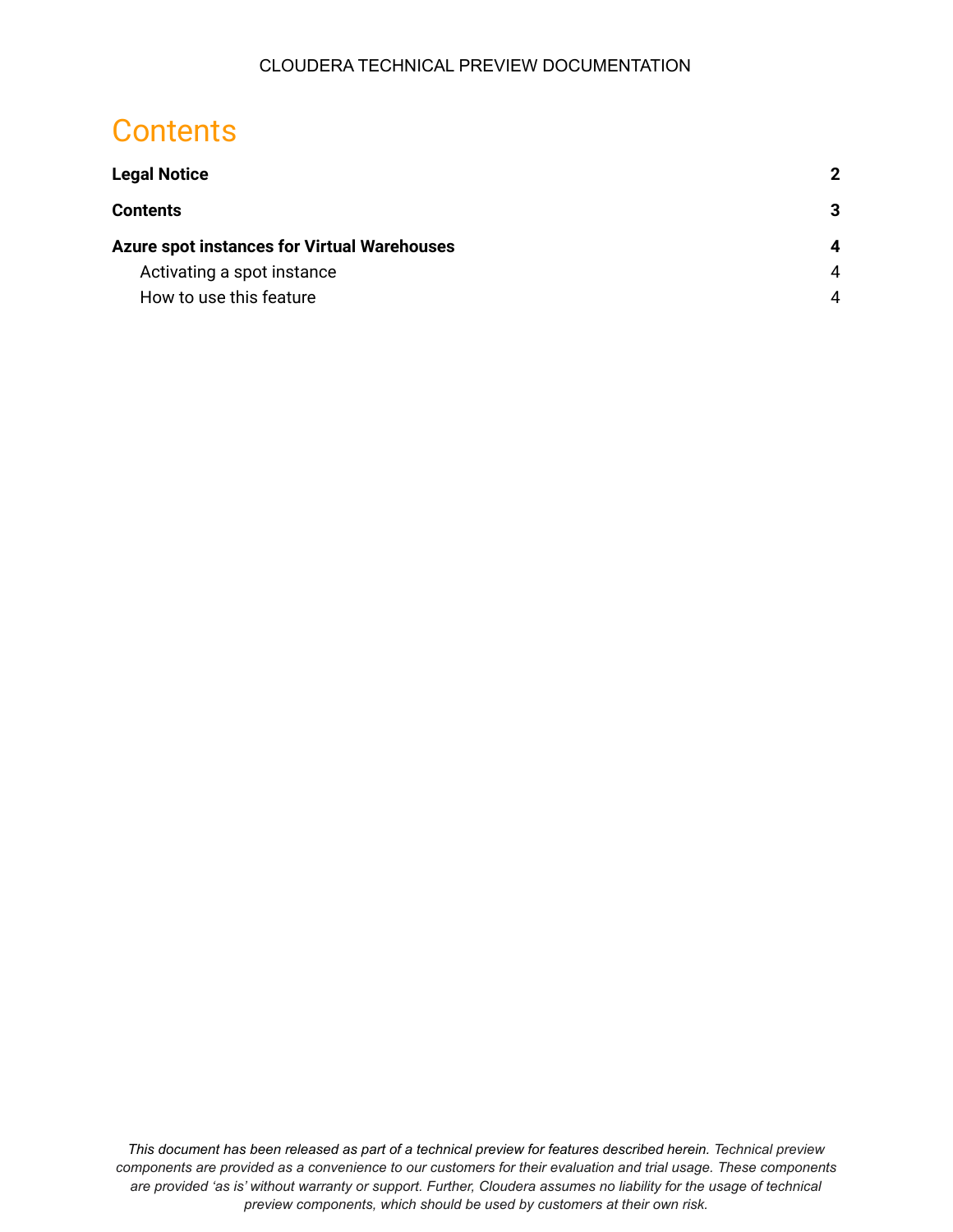# Contents

| | |
|---|---|
| **Legal Notice** | **2** |
| **Contents** | **3** |
| **Azure spot instances for Virtual Warehouses** | **4** |
| Activating a spot instance | 4 |
| How to use this feature | 4 |

*This document has been released as part of a technical preview for features described herein. Technical preview components are provided as a convenience to our customers for their evaluation and trial usage. These components are provided 'as is' without warranty or support. Further, Cloudera assumes no liability for the usage of technical preview components, which should be used by customers at their own risk.*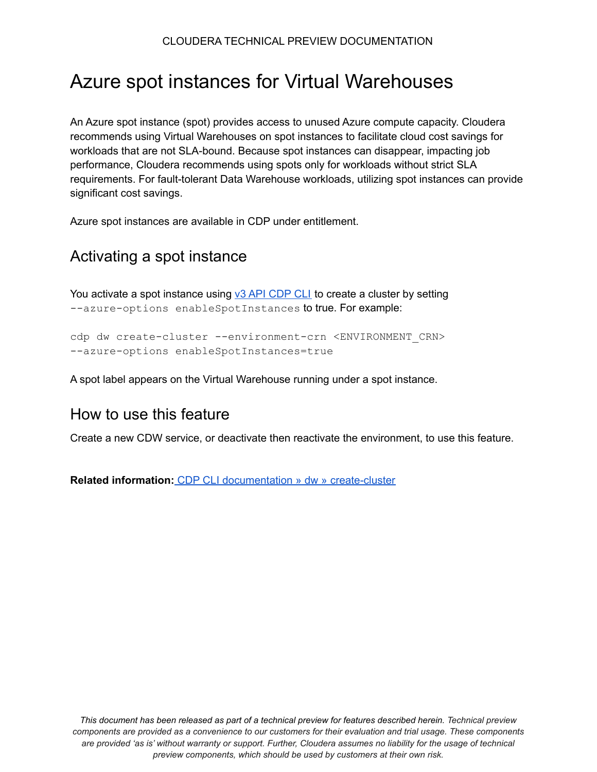# Azure spot instances for Virtual Warehouses

An Azure spot instance (spot) provides access to unused Azure compute capacity. Cloudera recommends using Virtual Warehouses on spot instances to facilitate cloud cost savings for workloads that are not SLA-bound. Because spot instances can disappear, impacting job performance, Cloudera recommends using spots only for workloads without strict SLA requirements. For fault-tolerant Data Warehouse workloads, utilizing spot instances can provide significant cost savings.

Azure spot instances are available in CDP under entitlement.

## Activating a spot instance

You activate a spot instance using v3 API CDP CLI to create a cluster by setting `--azure-options enableSpotInstances` to true. For example:

```
cdp dw create-cluster --environment-crn <ENVIRONMENT_CRN>
--azure-options enableSpotInstances=true
```

A spot label appears on the Virtual Warehouse running under a spot instance.

## How to use this feature

Create a new CDW service, or deactivate then reactivate the environment, to use this feature.

**Related information:** CDP CLI documentation » dw » create-cluster

*This document has been released as part of a technical preview for features described herein. Technical preview components are provided as a convenience to our customers for their evaluation and trial usage. These components are provided 'as is' without warranty or support. Further, Cloudera assumes no liability for the usage of technical preview components, which should be used by customers at their own risk.*